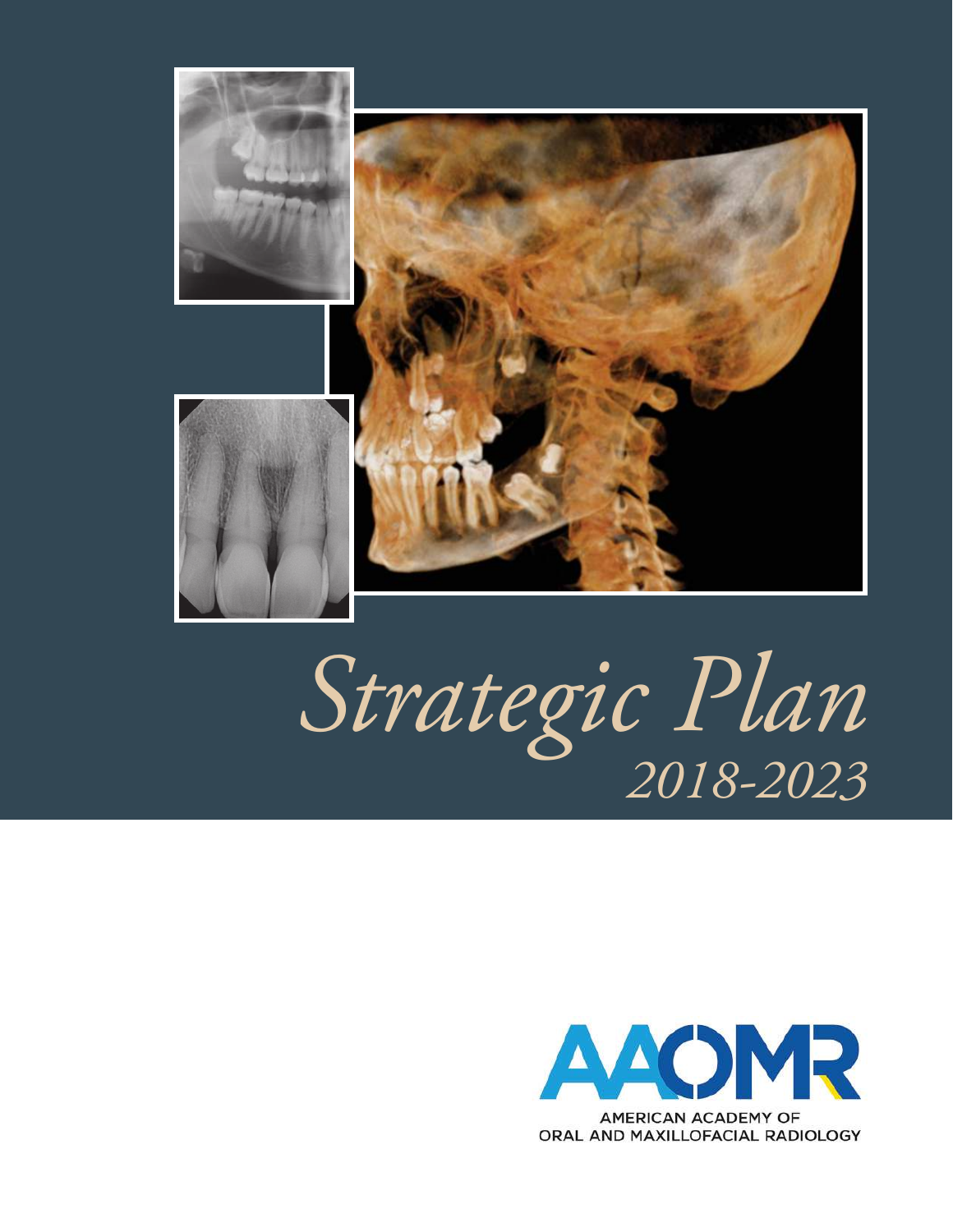# *Strategic Plan*

*2018-2023*

AAOMR

AMERICAN ACADEMY OF ORAL AND MAXILLOFACIAL RADIOLOGY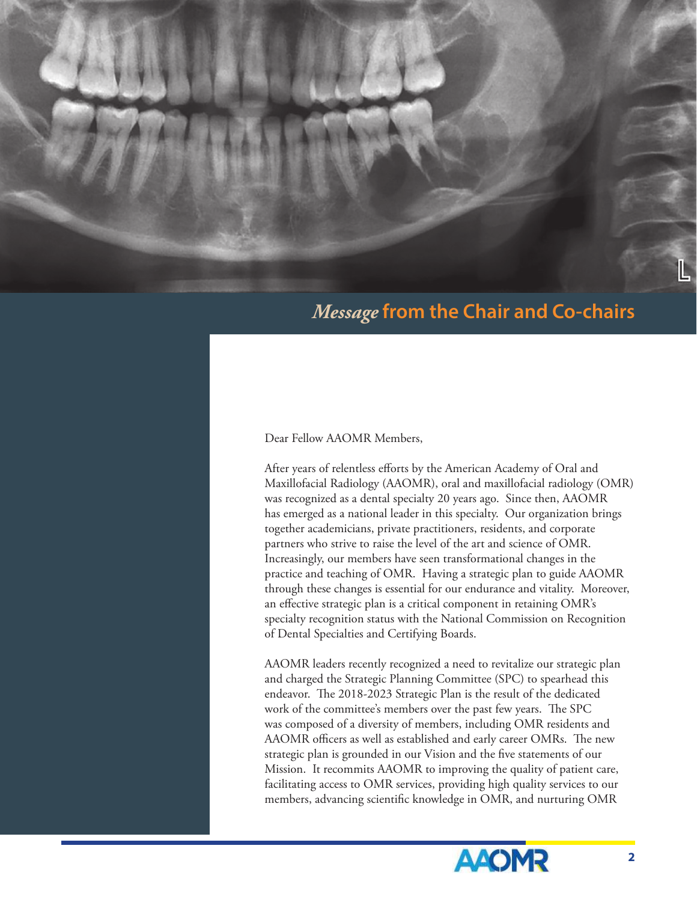## *Message* from the Chair and Co-chairs

Dear Fellow AAOMR Members,

After years of relentless efforts by the American Academy of Oral and Maxillofacial Radiology (AAOMR), oral and maxillofacial radiology (OMR) was recognized as a dental specialty 20 years ago. Since then, AAOMR has emerged as a national leader in this specialty. Our organization brings together academicians, private practitioners, residents, and corporate partners who strive to raise the level of the art and science of OMR. Increasingly, our members have seen transformational changes in the practice and teaching of OMR. Having a strategic plan to guide AAOMR through these changes is essential for our endurance and vitality. Moreover, an effective strategic plan is a critical component in retaining OMR's specialty recognition status with the National Commission on Recognition of Dental Specialties and Certifying Boards.

AAOMR leaders recently recognized a need to revitalize our strategic plan and charged the Strategic Planning Committee (SPC) to spearhead this endeavor. The 2018-2023 Strategic Plan is the result of the dedicated work of the committee's members over the past few years. The SPC was composed of a diversity of members, including OMR residents and AAOMR officers as well as established and early career OMRs. The new strategic plan is grounded in our Vision and the five statements of our Mission. It recommits AAOMR to improving the quality of patient care, facilitating access to OMR services, providing high quality services to our members, advancing scientific knowledge in OMR, and nurturing OMR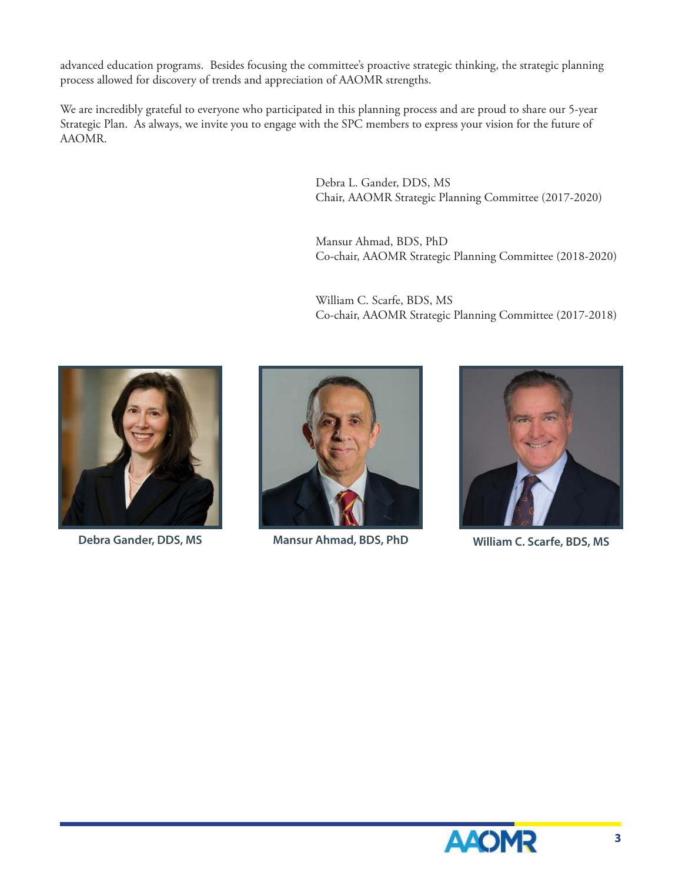advanced education programs. Besides focusing the committee's proactive strategic thinking, the strategic planning process allowed for discovery of trends and appreciation of AAOMR strengths.

We are incredibly grateful to everyone who participated in this planning process and are proud to share our 5-year Strategic Plan. As always, we invite you to engage with the SPC members to express your vision for the future of AAOMR.

Debra L. Gander, DDS, MS
Chair, AAOMR Strategic Planning Committee (2017-2020)

Mansur Ahmad, BDS, PhD
Co-chair, AAOMR Strategic Planning Committee (2018-2020)

William C. Scarfe, BDS, MS
Co-chair, AAOMR Strategic Planning Committee (2017-2018)

**Debra Gander, DDS, MS**

**Mansur Ahmad, BDS, PhD**

**William C. Scarfe, BDS, MS**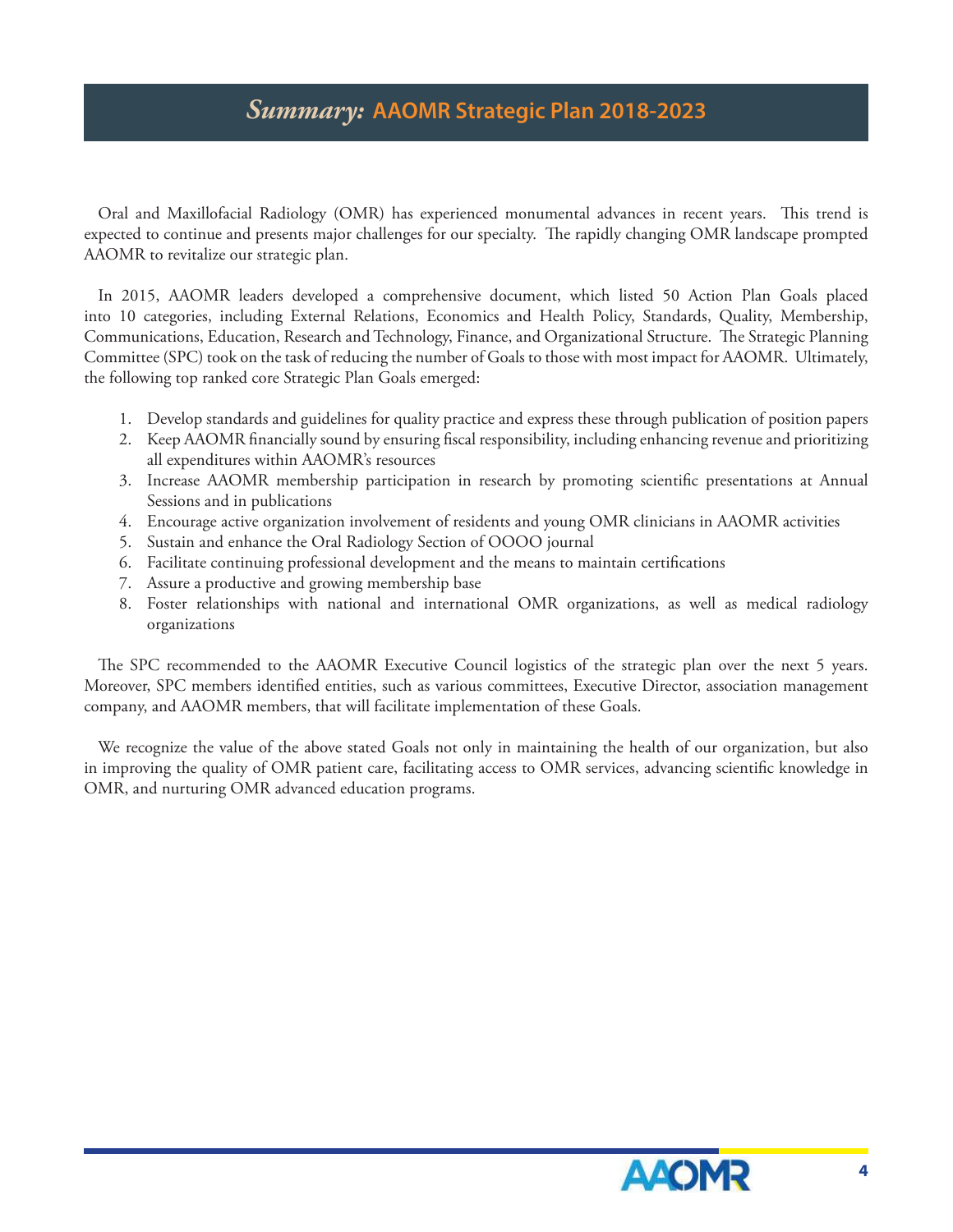# *Summary:* AAOMR Strategic Plan 2018-2023

Oral and Maxillofacial Radiology (OMR) has experienced monumental advances in recent years. This trend is expected to continue and presents major challenges for our specialty. The rapidly changing OMR landscape prompted AAOMR to revitalize our strategic plan.

In 2015, AAOMR leaders developed a comprehensive document, which listed 50 Action Plan Goals placed into 10 categories, including External Relations, Economics and Health Policy, Standards, Quality, Membership, Communications, Education, Research and Technology, Finance, and Organizational Structure. The Strategic Planning Committee (SPC) took on the task of reducing the number of Goals to those with most impact for AAOMR. Ultimately, the following top ranked core Strategic Plan Goals emerged:

1. Develop standards and guidelines for quality practice and express these through publication of position papers
2. Keep AAOMR financially sound by ensuring fiscal responsibility, including enhancing revenue and prioritizing all expenditures within AAOMR's resources
3. Increase AAOMR membership participation in research by promoting scientific presentations at Annual Sessions and in publications
4. Encourage active organization involvement of residents and young OMR clinicians in AAOMR activities
5. Sustain and enhance the Oral Radiology Section of OOOO journal
6. Facilitate continuing professional development and the means to maintain certifications
7. Assure a productive and growing membership base
8. Foster relationships with national and international OMR organizations, as well as medical radiology organizations

The SPC recommended to the AAOMR Executive Council logistics of the strategic plan over the next 5 years. Moreover, SPC members identified entities, such as various committees, Executive Director, association management company, and AAOMR members, that will facilitate implementation of these Goals.

We recognize the value of the above stated Goals not only in maintaining the health of our organization, but also in improving the quality of OMR patient care, facilitating access to OMR services, advancing scientific knowledge in OMR, and nurturing OMR advanced education programs.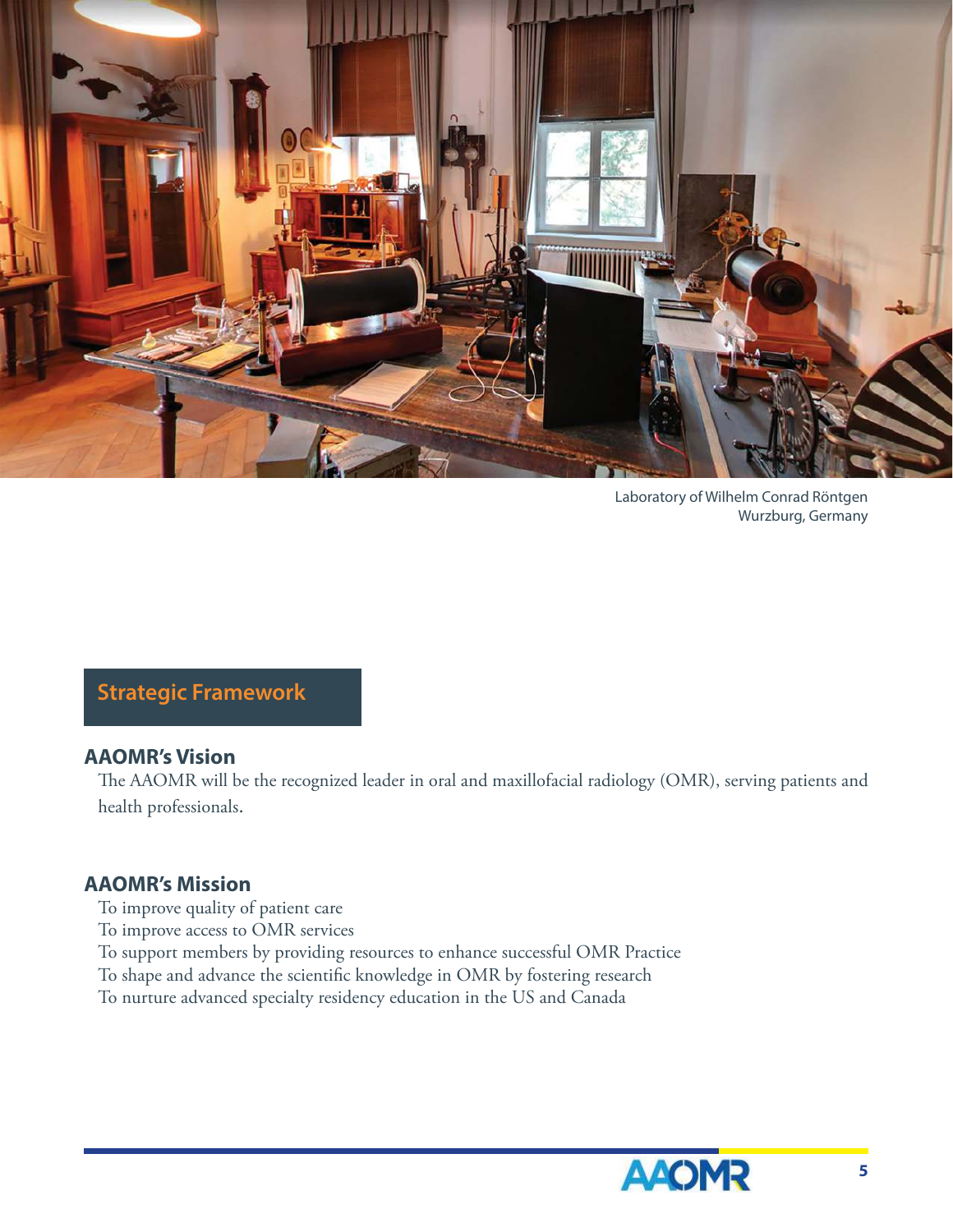Laboratory of Wilhelm Conrad Röntgen
Wurzburg, Germany

## Strategic Framework

### AAOMR's Vision

The AAOMR will be the recognized leader in oral and maxillofacial radiology (OMR), serving patients and health professionals.

### AAOMR's Mission

To improve quality of patient care
To improve access to OMR services
To support members by providing resources to enhance successful OMR Practice
To shape and advance the scientific knowledge in OMR by fostering research
To nurture advanced specialty residency education in the US and Canada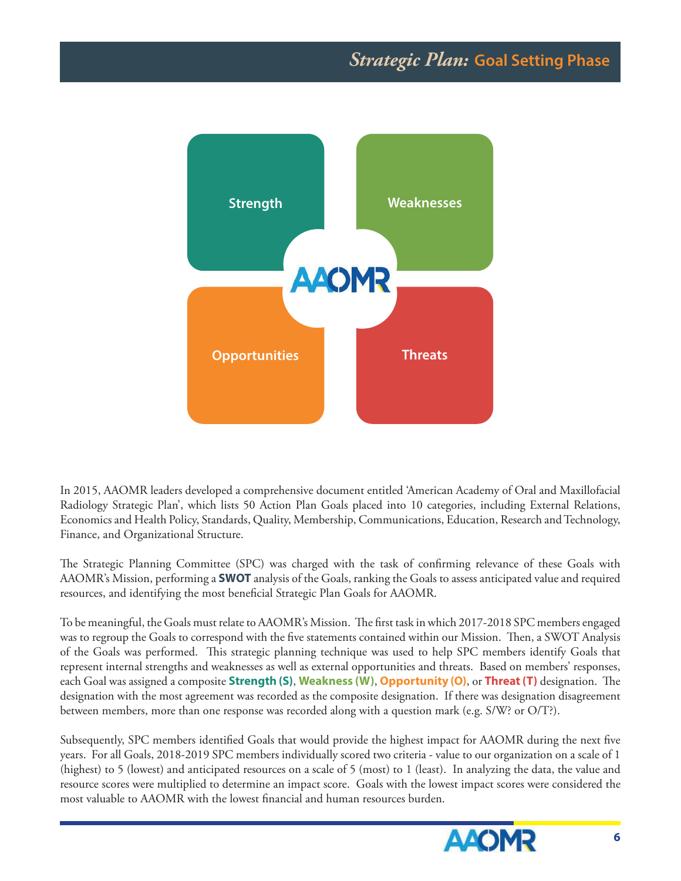## *Strategic Plan:* Goal Setting Phase

Strength

Weaknesses

AAOMR

Opportunities

Threats

In 2015, AAOMR leaders developed a comprehensive document entitled 'American Academy of Oral and Maxillofacial Radiology Strategic Plan', which lists 50 Action Plan Goals placed into 10 categories, including External Relations, Economics and Health Policy, Standards, Quality, Membership, Communications, Education, Research and Technology, Finance, and Organizational Structure.

The Strategic Planning Committee (SPC) was charged with the task of confirming relevance of these Goals with AAOMR's Mission, performing a **SWOT** analysis of the Goals, ranking the Goals to assess anticipated value and required resources, and identifying the most beneficial Strategic Plan Goals for AAOMR.

To be meaningful, the Goals must relate to AAOMR's Mission. The first task in which 2017-2018 SPC members engaged was to regroup the Goals to correspond with the five statements contained within our Mission. Then, a SWOT Analysis of the Goals was performed. This strategic planning technique was used to help SPC members identify Goals that represent internal strengths and weaknesses as well as external opportunities and threats. Based on members' responses, each Goal was assigned a composite **Strength (S)**, **Weakness (W)**, **Opportunity (O)**, or **Threat (T)** designation. The designation with the most agreement was recorded as the composite designation. If there was designation disagreement between members, more than one response was recorded along with a question mark (e.g. S/W? or O/T?).

Subsequently, SPC members identified Goals that would provide the highest impact for AAOMR during the next five years. For all Goals, 2018-2019 SPC members individually scored two criteria - value to our organization on a scale of 1 (highest) to 5 (lowest) and anticipated resources on a scale of 5 (most) to 1 (least). In analyzing the data, the value and resource scores were multiplied to determine an impact score. Goals with the lowest impact scores were considered the most valuable to AAOMR with the lowest financial and human resources burden.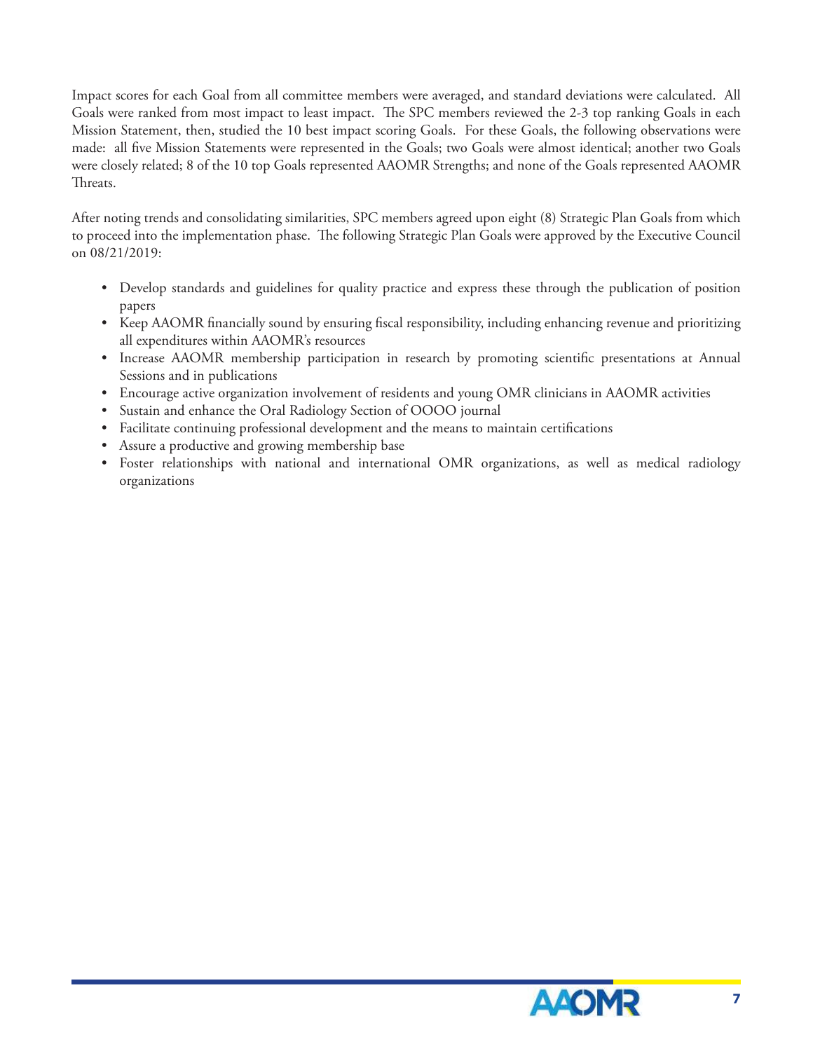Impact scores for each Goal from all committee members were averaged, and standard deviations were calculated. All Goals were ranked from most impact to least impact. The SPC members reviewed the 2-3 top ranking Goals in each Mission Statement, then, studied the 10 best impact scoring Goals. For these Goals, the following observations were made: all five Mission Statements were represented in the Goals; two Goals were almost identical; another two Goals were closely related; 8 of the 10 top Goals represented AAOMR Strengths; and none of the Goals represented AAOMR Threats.

After noting trends and consolidating similarities, SPC members agreed upon eight (8) Strategic Plan Goals from which to proceed into the implementation phase. The following Strategic Plan Goals were approved by the Executive Council on 08/21/2019:

- Develop standards and guidelines for quality practice and express these through the publication of position papers
- Keep AAOMR financially sound by ensuring fiscal responsibility, including enhancing revenue and prioritizing all expenditures within AAOMR's resources
- Increase AAOMR membership participation in research by promoting scientific presentations at Annual Sessions and in publications
- Encourage active organization involvement of residents and young OMR clinicians in AAOMR activities
- Sustain and enhance the Oral Radiology Section of OOOO journal
- Facilitate continuing professional development and the means to maintain certifications
- Assure a productive and growing membership base
- Foster relationships with national and international OMR organizations, as well as medical radiology organizations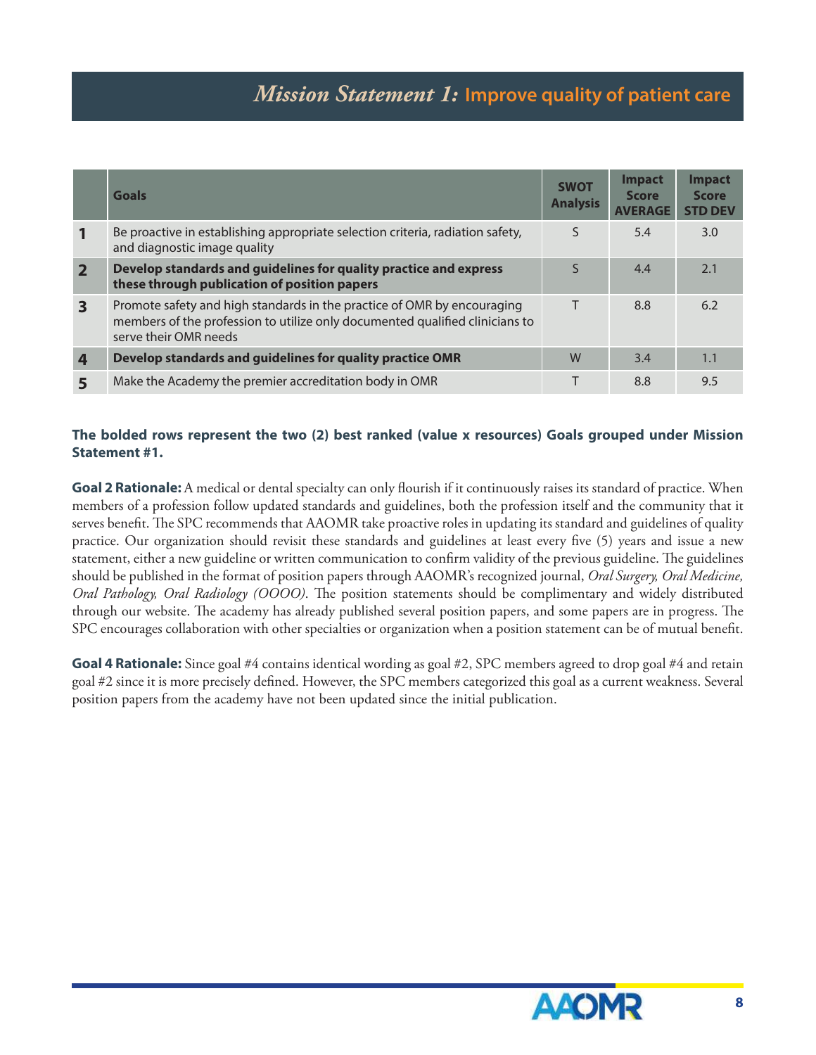## *Mission Statement 1:* Improve quality of patient care

| | Goals | SWOT Analysis | Impact Score AVERAGE | Impact Score STD DEV |
|---|---|---|---|---|
| **1** | Be proactive in establishing appropriate selection criteria, radiation safety, and diagnostic image quality | S | 5.4 | 3.0 |
| **2** | **Develop standards and guidelines for quality practice and express these through publication of position papers** | S | 4.4 | 2.1 |
| **3** | Promote safety and high standards in the practice of OMR by encouraging members of the profession to utilize only documented qualified clinicians to serve their OMR needs | T | 8.8 | 6.2 |
| **4** | **Develop standards and guidelines for quality practice OMR** | W | 3.4 | 1.1 |
| **5** | Make the Academy the premier accreditation body in OMR | T | 8.8 | 9.5 |

**The bolded rows represent the two (2) best ranked (value x resources) Goals grouped under Mission Statement #1.**

**Goal 2 Rationale:** A medical or dental specialty can only flourish if it continuously raises its standard of practice. When members of a profession follow updated standards and guidelines, both the profession itself and the community that it serves benefit. The SPC recommends that AAOMR take proactive roles in updating its standard and guidelines of quality practice. Our organization should revisit these standards and guidelines at least every five (5) years and issue a new statement, either a new guideline or written communication to confirm validity of the previous guideline. The guidelines should be published in the format of position papers through AAOMR's recognized journal, *Oral Surgery, Oral Medicine, Oral Pathology, Oral Radiology (OOOO)*. The position statements should be complimentary and widely distributed through our website. The academy has already published several position papers, and some papers are in progress. The SPC encourages collaboration with other specialties or organization when a position statement can be of mutual benefit.

**Goal 4 Rationale:** Since goal #4 contains identical wording as goal #2, SPC members agreed to drop goal #4 and retain goal #2 since it is more precisely defined. However, the SPC members categorized this goal as a current weakness. Several position papers from the academy have not been updated since the initial publication.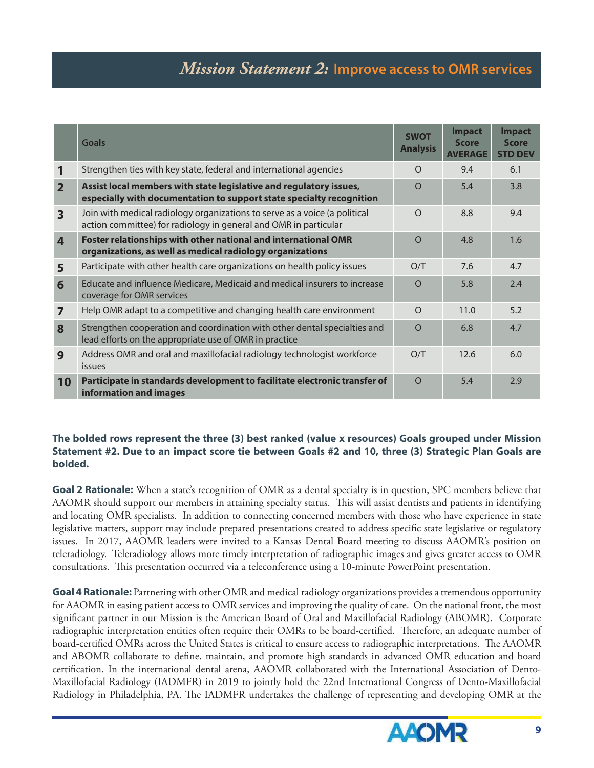# *Mission Statement 2:* Improve access to OMR services

| | Goals | SWOT Analysis | Impact Score AVERAGE | Impact Score STD DEV |
|---|---|---|---|---|
| 1 | Strengthen ties with key state, federal and international agencies | O | 9.4 | 6.1 |
| **2** | **Assist local members with state legislative and regulatory issues, especially with documentation to support state specialty recognition** | O | 5.4 | 3.8 |
| 3 | Join with medical radiology organizations to serve as a voice (a political action committee) for radiology in general and OMR in particular | O | 8.8 | 9.4 |
| **4** | **Foster relationships with other national and international OMR organizations, as well as medical radiology organizations** | O | 4.8 | 1.6 |
| 5 | Participate with other health care organizations on health policy issues | O/T | 7.6 | 4.7 |
| 6 | Educate and influence Medicare, Medicaid and medical insurers to increase coverage for OMR services | O | 5.8 | 2.4 |
| 7 | Help OMR adapt to a competitive and changing health care environment | O | 11.0 | 5.2 |
| 8 | Strengthen cooperation and coordination with other dental specialties and lead efforts on the appropriate use of OMR in practice | O | 6.8 | 4.7 |
| 9 | Address OMR and oral and maxillofacial radiology technologist workforce issues | O/T | 12.6 | 6.0 |
| **10** | **Participate in standards development to facilitate electronic transfer of information and images** | O | 5.4 | 2.9 |

**The bolded rows represent the three (3) best ranked (value x resources) Goals grouped under Mission Statement #2. Due to an impact score tie between Goals #2 and 10, three (3) Strategic Plan Goals are bolded.**

**Goal 2 Rationale:** When a state's recognition of OMR as a dental specialty is in question, SPC members believe that AAOMR should support our members in attaining specialty status. This will assist dentists and patients in identifying and locating OMR specialists. In addition to connecting concerned members with those who have experience in state legislative matters, support may include prepared presentations created to address specific state legislative or regulatory issues. In 2017, AAOMR leaders were invited to a Kansas Dental Board meeting to discuss AAOMR's position on teleradiology. Teleradiology allows more timely interpretation of radiographic images and gives greater access to OMR consultations. This presentation occurred via a teleconference using a 10-minute PowerPoint presentation.

**Goal 4 Rationale:** Partnering with other OMR and medical radiology organizations provides a tremendous opportunity for AAOMR in easing patient access to OMR services and improving the quality of care. On the national front, the most significant partner in our Mission is the American Board of Oral and Maxillofacial Radiology (ABOMR). Corporate radiographic interpretation entities often require their OMRs to be board-certified. Therefore, an adequate number of board-certified OMRs across the United States is critical to ensure access to radiographic interpretations. The AAOMR and ABOMR collaborate to define, maintain, and promote high standards in advanced OMR education and board certification. In the international dental arena, AAOMR collaborated with the International Association of Dento-Maxillofacial Radiology (IADMFR) in 2019 to jointly hold the 22nd International Congress of Dento-Maxillofacial Radiology in Philadelphia, PA. The IADMFR undertakes the challenge of representing and developing OMR at the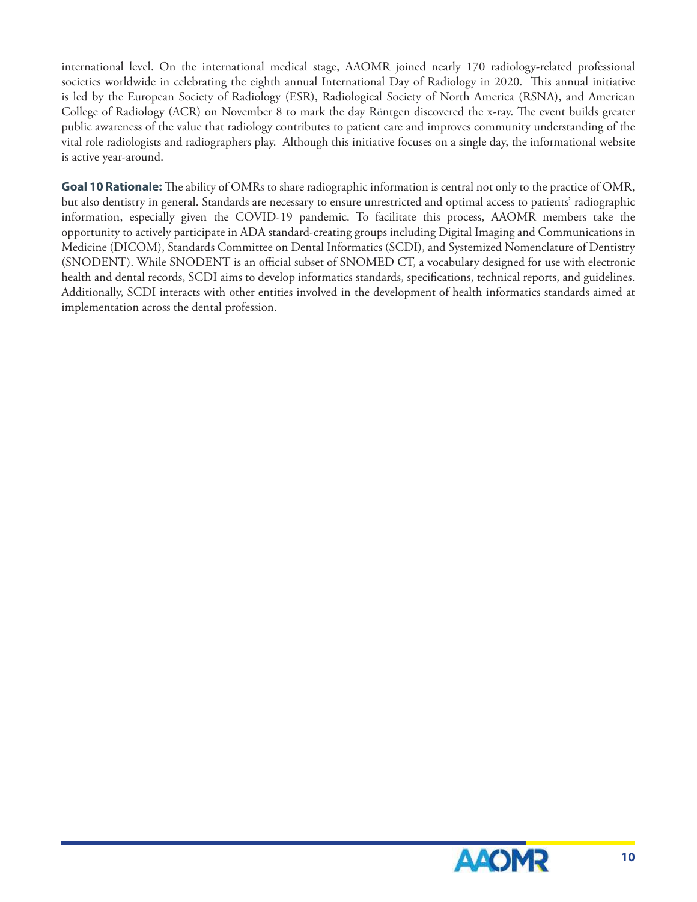international level. On the international medical stage, AAOMR joined nearly 170 radiology-related professional societies worldwide in celebrating the eighth annual International Day of Radiology in 2020. This annual initiative is led by the European Society of Radiology (ESR), Radiological Society of North America (RSNA), and American College of Radiology (ACR) on November 8 to mark the day Röntgen discovered the x-ray. The event builds greater public awareness of the value that radiology contributes to patient care and improves community understanding of the vital role radiologists and radiographers play. Although this initiative focuses on a single day, the informational website is active year-around.

**Goal 10 Rationale:** The ability of OMRs to share radiographic information is central not only to the practice of OMR, but also dentistry in general. Standards are necessary to ensure unrestricted and optimal access to patients' radiographic information, especially given the COVID-19 pandemic. To facilitate this process, AAOMR members take the opportunity to actively participate in ADA standard-creating groups including Digital Imaging and Communications in Medicine (DICOM), Standards Committee on Dental Informatics (SCDI), and Systemized Nomenclature of Dentistry (SNODENT). While SNODENT is an official subset of SNOMED CT, a vocabulary designed for use with electronic health and dental records, SCDI aims to develop informatics standards, specifications, technical reports, and guidelines. Additionally, SCDI interacts with other entities involved in the development of health informatics standards aimed at implementation across the dental profession.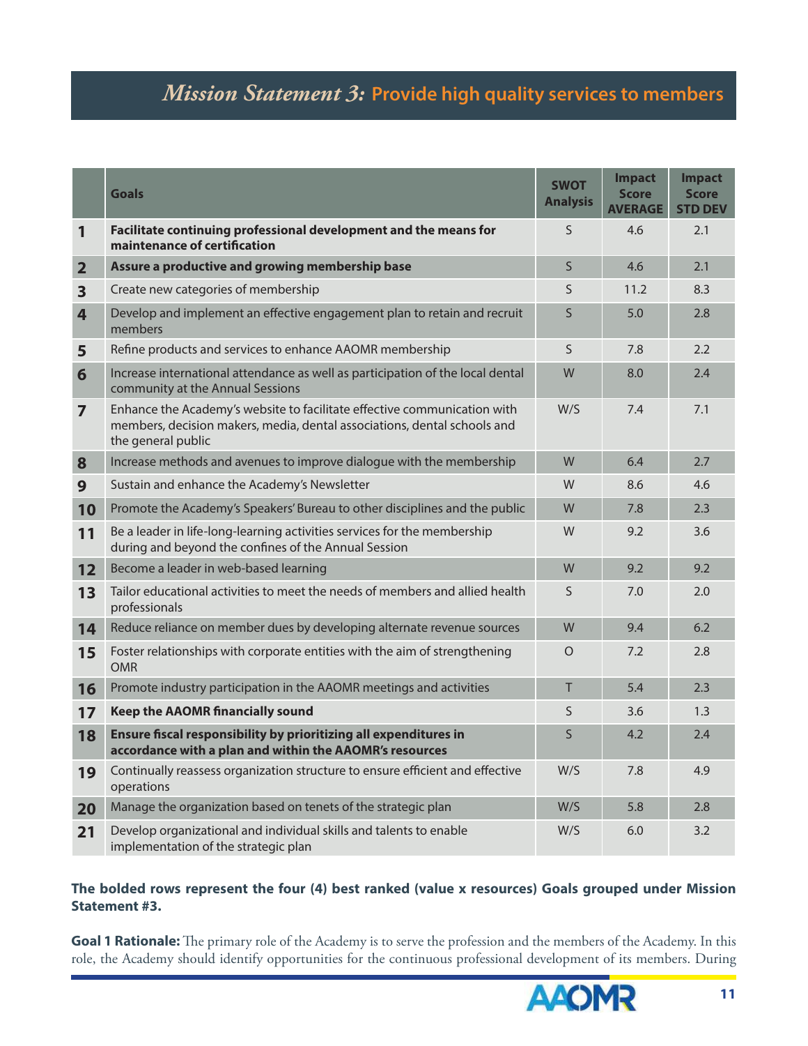# *Mission Statement 3:* Provide high quality services to members

| | Goals | SWOT Analysis | Impact Score AVERAGE | Impact Score STD DEV |
|---|---|---|---|---|
| 1 | **Facilitate continuing professional development and the means for maintenance of certification** | S | 4.6 | 2.1 |
| 2 | **Assure a productive and growing membership base** | S | 4.6 | 2.1 |
| 3 | Create new categories of membership | S | 11.2 | 8.3 |
| 4 | Develop and implement an effective engagement plan to retain and recruit members | S | 5.0 | 2.8 |
| 5 | Refine products and services to enhance AAOMR membership | S | 7.8 | 2.2 |
| 6 | Increase international attendance as well as participation of the local dental community at the Annual Sessions | W | 8.0 | 2.4 |
| 7 | Enhance the Academy's website to facilitate effective communication with members, decision makers, media, dental associations, dental schools and the general public | W/S | 7.4 | 7.1 |
| 8 | Increase methods and avenues to improve dialogue with the membership | W | 6.4 | 2.7 |
| 9 | Sustain and enhance the Academy's Newsletter | W | 8.6 | 4.6 |
| 10 | Promote the Academy's Speakers' Bureau to other disciplines and the public | W | 7.8 | 2.3 |
| 11 | Be a leader in life-long-learning activities services for the membership during and beyond the confines of the Annual Session | W | 9.2 | 3.6 |
| 12 | Become a leader in web-based learning | W | 9.2 | 9.2 |
| 13 | Tailor educational activities to meet the needs of members and allied health professionals | S | 7.0 | 2.0 |
| 14 | Reduce reliance on member dues by developing alternate revenue sources | W | 9.4 | 6.2 |
| 15 | Foster relationships with corporate entities with the aim of strengthening OMR | O | 7.2 | 2.8 |
| 16 | Promote industry participation in the AAOMR meetings and activities | T | 5.4 | 2.3 |
| 17 | **Keep the AAOMR financially sound** | S | 3.6 | 1.3 |
| 18 | **Ensure fiscal responsibility by prioritizing all expenditures in accordance with a plan and within the AAOMR's resources** | S | 4.2 | 2.4 |
| 19 | Continually reassess organization structure to ensure efficient and effective operations | W/S | 7.8 | 4.9 |
| 20 | Manage the organization based on tenets of the strategic plan | W/S | 5.8 | 2.8 |
| 21 | Develop organizational and individual skills and talents to enable implementation of the strategic plan | W/S | 6.0 | 3.2 |

**The bolded rows represent the four (4) best ranked (value x resources) Goals grouped under Mission Statement #3.**

**Goal 1 Rationale:** The primary role of the Academy is to serve the profession and the members of the Academy. In this role, the Academy should identify opportunities for the continuous professional development of its members. During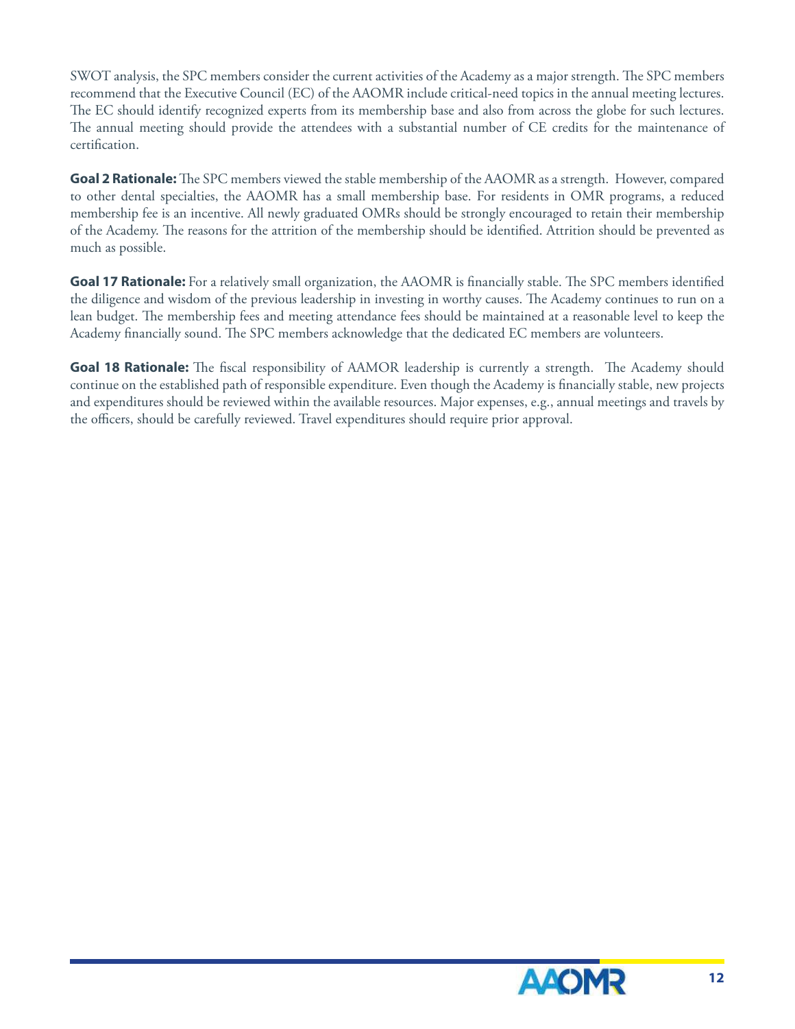SWOT analysis, the SPC members consider the current activities of the Academy as a major strength. The SPC members recommend that the Executive Council (EC) of the AAOMR include critical-need topics in the annual meeting lectures. The EC should identify recognized experts from its membership base and also from across the globe for such lectures. The annual meeting should provide the attendees with a substantial number of CE credits for the maintenance of certification.

**Goal 2 Rationale:** The SPC members viewed the stable membership of the AAOMR as a strength. However, compared to other dental specialties, the AAOMR has a small membership base. For residents in OMR programs, a reduced membership fee is an incentive. All newly graduated OMRs should be strongly encouraged to retain their membership of the Academy. The reasons for the attrition of the membership should be identified. Attrition should be prevented as much as possible.

**Goal 17 Rationale:** For a relatively small organization, the AAOMR is financially stable. The SPC members identified the diligence and wisdom of the previous leadership in investing in worthy causes. The Academy continues to run on a lean budget. The membership fees and meeting attendance fees should be maintained at a reasonable level to keep the Academy financially sound. The SPC members acknowledge that the dedicated EC members are volunteers.

**Goal 18 Rationale:** The fiscal responsibility of AAMOR leadership is currently a strength. The Academy should continue on the established path of responsible expenditure. Even though the Academy is financially stable, new projects and expenditures should be reviewed within the available resources. Major expenses, e.g., annual meetings and travels by the officers, should be carefully reviewed. Travel expenditures should require prior approval.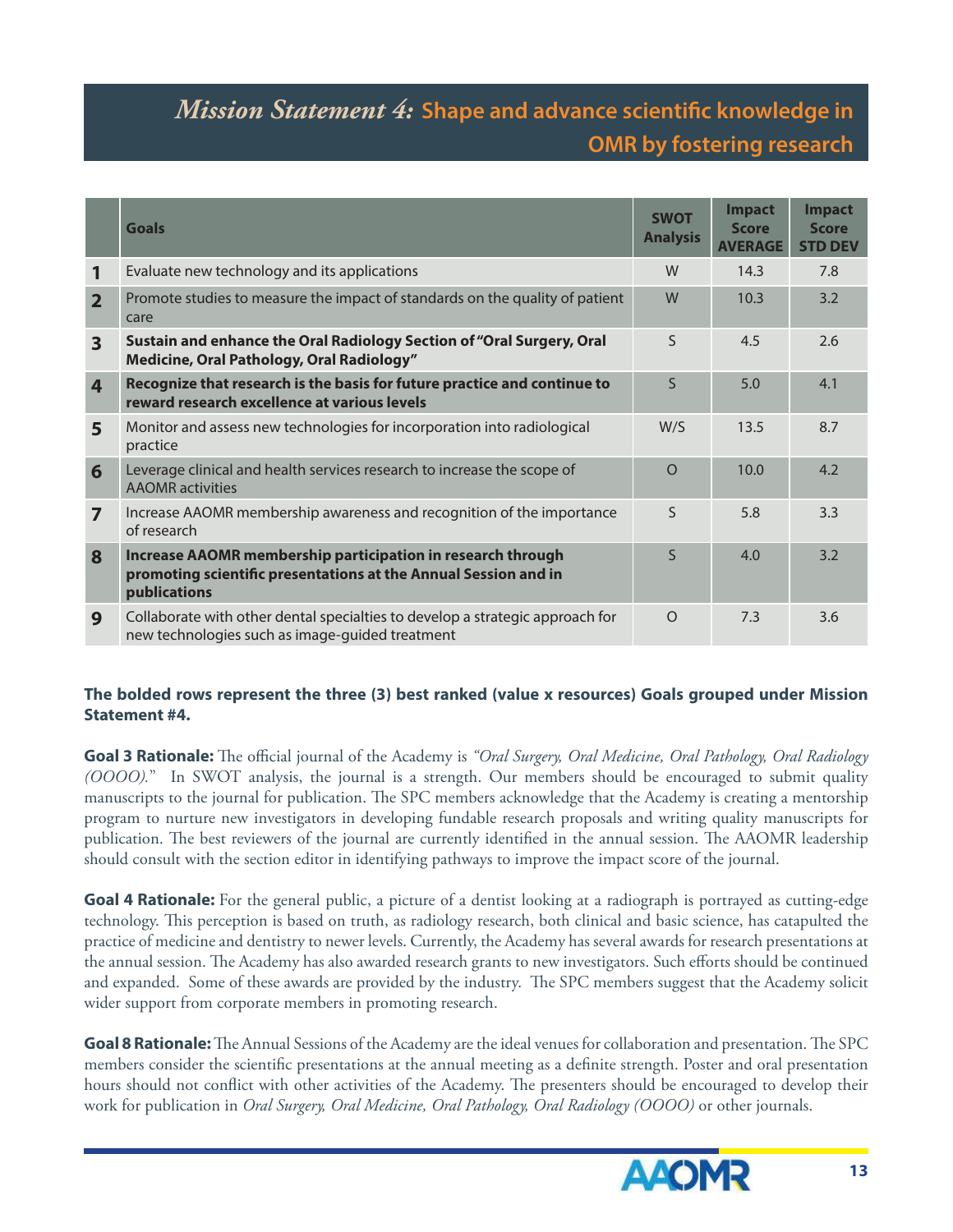## *Mission Statement 4:* Shape and advance scientific knowledge in OMR by fostering research

| | Goals | SWOT Analysis | Impact Score AVERAGE | Impact Score STD DEV |
|---|---|---|---|---|
| **1** | Evaluate new technology and its applications | W | 14.3 | 7.8 |
| **2** | Promote studies to measure the impact of standards on the quality of patient care | W | 10.3 | 3.2 |
| **3** | **Sustain and enhance the Oral Radiology Section of "Oral Surgery, Oral Medicine, Oral Pathology, Oral Radiology"** | S | 4.5 | 2.6 |
| **4** | **Recognize that research is the basis for future practice and continue to reward research excellence at various levels** | S | 5.0 | 4.1 |
| **5** | Monitor and assess new technologies for incorporation into radiological practice | W/S | 13.5 | 8.7 |
| **6** | Leverage clinical and health services research to increase the scope of AAOMR activities | O | 10.0 | 4.2 |
| **7** | Increase AAOMR membership awareness and recognition of the importance of research | S | 5.8 | 3.3 |
| **8** | **Increase AAOMR membership participation in research through promoting scientific presentations at the Annual Session and in publications** | S | 4.0 | 3.2 |
| **9** | Collaborate with other dental specialties to develop a strategic approach for new technologies such as image-guided treatment | O | 7.3 | 3.6 |

**The bolded rows represent the three (3) best ranked (value x resources) Goals grouped under Mission Statement #4.**

**Goal 3 Rationale:** The official journal of the Academy is *"Oral Surgery, Oral Medicine, Oral Pathology, Oral Radiology (OOOO).*" In SWOT analysis, the journal is a strength. Our members should be encouraged to submit quality manuscripts to the journal for publication. The SPC members acknowledge that the Academy is creating a mentorship program to nurture new investigators in developing fundable research proposals and writing quality manuscripts for publication. The best reviewers of the journal are currently identified in the annual session. The AAOMR leadership should consult with the section editor in identifying pathways to improve the impact score of the journal.

**Goal 4 Rationale:** For the general public, a picture of a dentist looking at a radiograph is portrayed as cutting-edge technology. This perception is based on truth, as radiology research, both clinical and basic science, has catapulted the practice of medicine and dentistry to newer levels. Currently, the Academy has several awards for research presentations at the annual session. The Academy has also awarded research grants to new investigators. Such efforts should be continued and expanded. Some of these awards are provided by the industry. The SPC members suggest that the Academy solicit wider support from corporate members in promoting research.

**Goal 8 Rationale:** The Annual Sessions of the Academy are the ideal venues for collaboration and presentation. The SPC members consider the scientific presentations at the annual meeting as a definite strength. Poster and oral presentation hours should not conflict with other activities of the Academy. The presenters should be encouraged to develop their work for publication in *Oral Surgery, Oral Medicine, Oral Pathology, Oral Radiology (OOOO)* or other journals.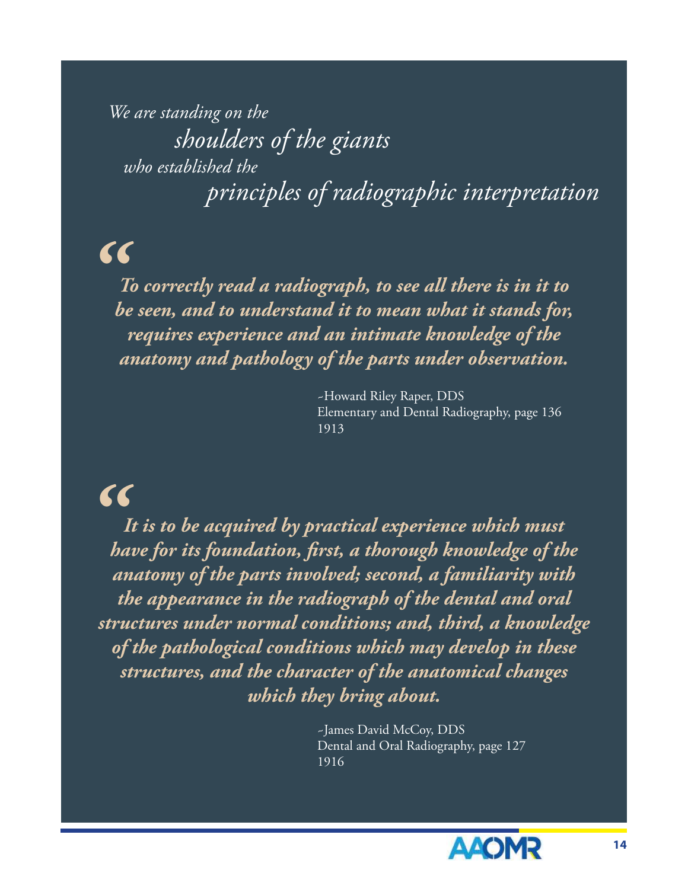*We are standing on the shoulders of the giants who established the principles of radiographic interpretation*

> ***To correctly read a radiograph, to see all there is in it to be seen, and to understand it to mean what it stands for, requires experience and an intimate knowledge of the anatomy and pathology of the parts under observation.***
>
> ~Howard Riley Raper, DDS
> Elementary and Dental Radiography, page 136
> 1913

> ***It is to be acquired by practical experience which must have for its foundation, first, a thorough knowledge of the anatomy of the parts involved; second, a familiarity with the appearance in the radiograph of the dental and oral structures under normal conditions; and, third, a knowledge of the pathological conditions which may develop in these structures, and the character of the anatomical changes which they bring about.***
>
> ~James David McCoy, DDS
> Dental and Oral Radiography, page 127
> 1916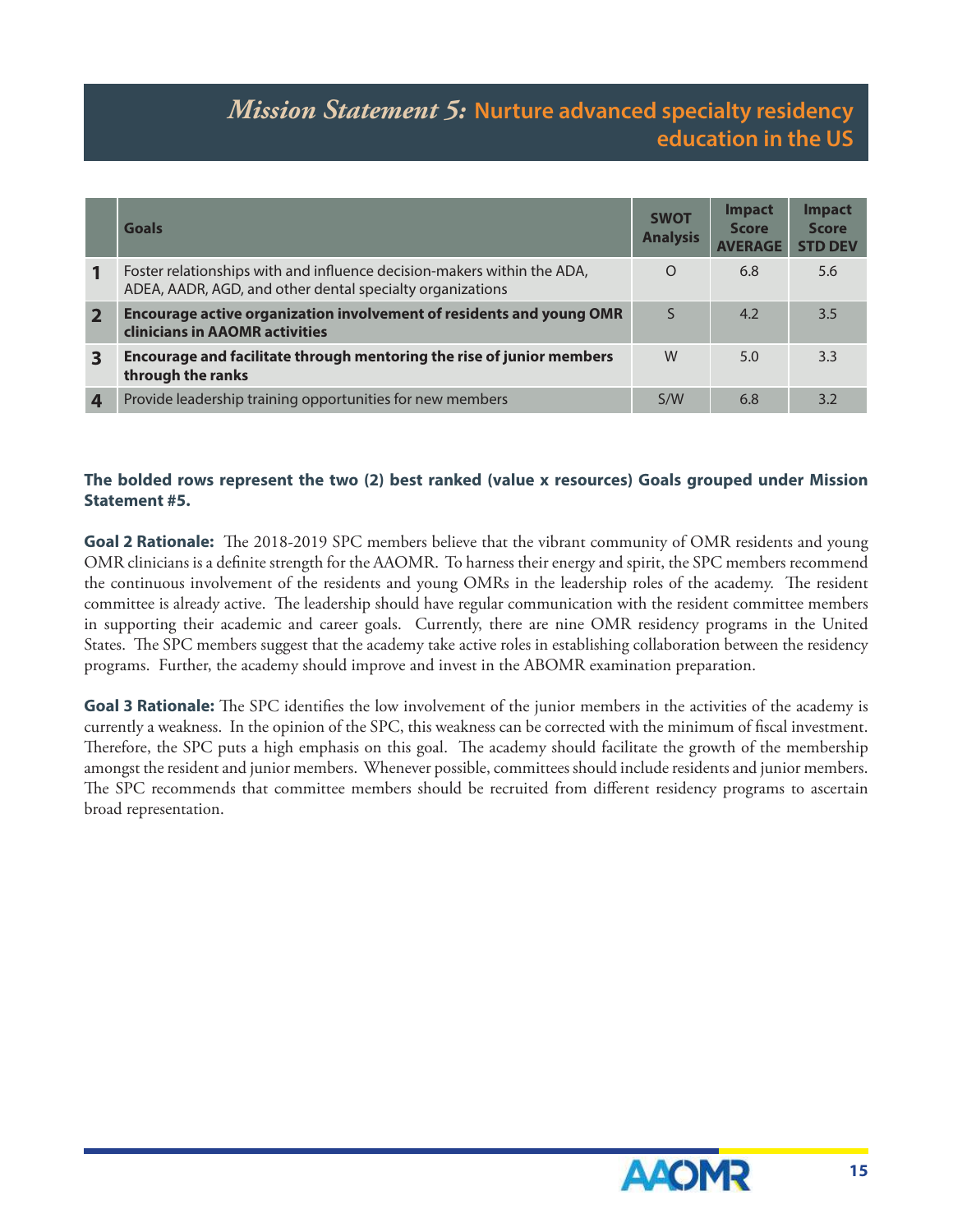# *Mission Statement 5:* Nurture advanced specialty residency education in the US

| | Goals | SWOT Analysis | Impact Score AVERAGE | Impact Score STD DEV |
|---|---|---|---|---|
| **1** | Foster relationships with and influence decision-makers within the ADA, ADEA, AADR, AGD, and other dental specialty organizations | O | 6.8 | 5.6 |
| **2** | **Encourage active organization involvement of residents and young OMR clinicians in AAOMR activities** | S | 4.2 | 3.5 |
| **3** | **Encourage and facilitate through mentoring the rise of junior members through the ranks** | W | 5.0 | 3.3 |
| **4** | Provide leadership training opportunities for new members | S/W | 6.8 | 3.2 |

**The bolded rows represent the two (2) best ranked (value x resources) Goals grouped under Mission Statement #5.**

**Goal 2 Rationale:** The 2018-2019 SPC members believe that the vibrant community of OMR residents and young OMR clinicians is a definite strength for the AAOMR. To harness their energy and spirit, the SPC members recommend the continuous involvement of the residents and young OMRs in the leadership roles of the academy. The resident committee is already active. The leadership should have regular communication with the resident committee members in supporting their academic and career goals. Currently, there are nine OMR residency programs in the United States. The SPC members suggest that the academy take active roles in establishing collaboration between the residency programs. Further, the academy should improve and invest in the ABOMR examination preparation.

**Goal 3 Rationale:** The SPC identifies the low involvement of the junior members in the activities of the academy is currently a weakness. In the opinion of the SPC, this weakness can be corrected with the minimum of fiscal investment. Therefore, the SPC puts a high emphasis on this goal. The academy should facilitate the growth of the membership amongst the resident and junior members. Whenever possible, committees should include residents and junior members. The SPC recommends that committee members should be recruited from different residency programs to ascertain broad representation.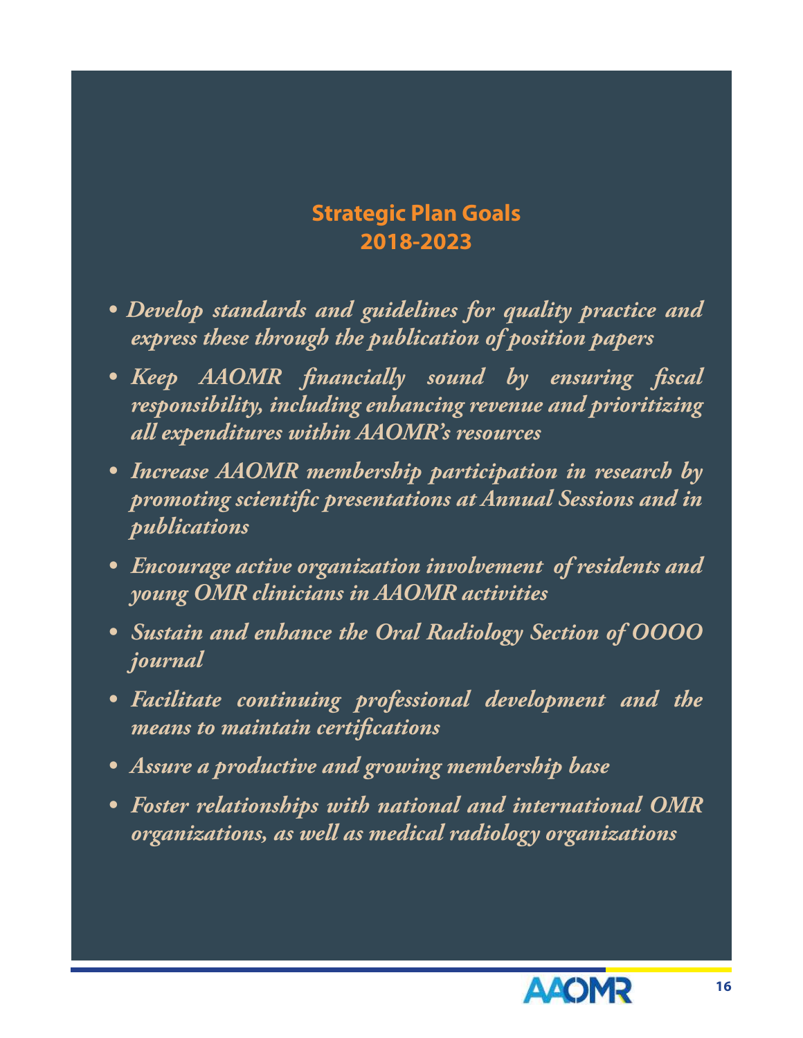## Strategic Plan Goals
## 2018-2023

- *Develop standards and guidelines for quality practice and express these through the publication of position papers*
- *Keep AAOMR financially sound by ensuring fiscal responsibility, including enhancing revenue and prioritizing all expenditures within AAOMR's resources*
- *Increase AAOMR membership participation in research by promoting scientific presentations at Annual Sessions and in publications*
- *Encourage active organization involvement of residents and young OMR clinicians in AAOMR activities*
- *Sustain and enhance the Oral Radiology Section of OOOO journal*
- *Facilitate continuing professional development and the means to maintain certifications*
- *Assure a productive and growing membership base*
- *Foster relationships with national and international OMR organizations, as well as medical radiology organizations*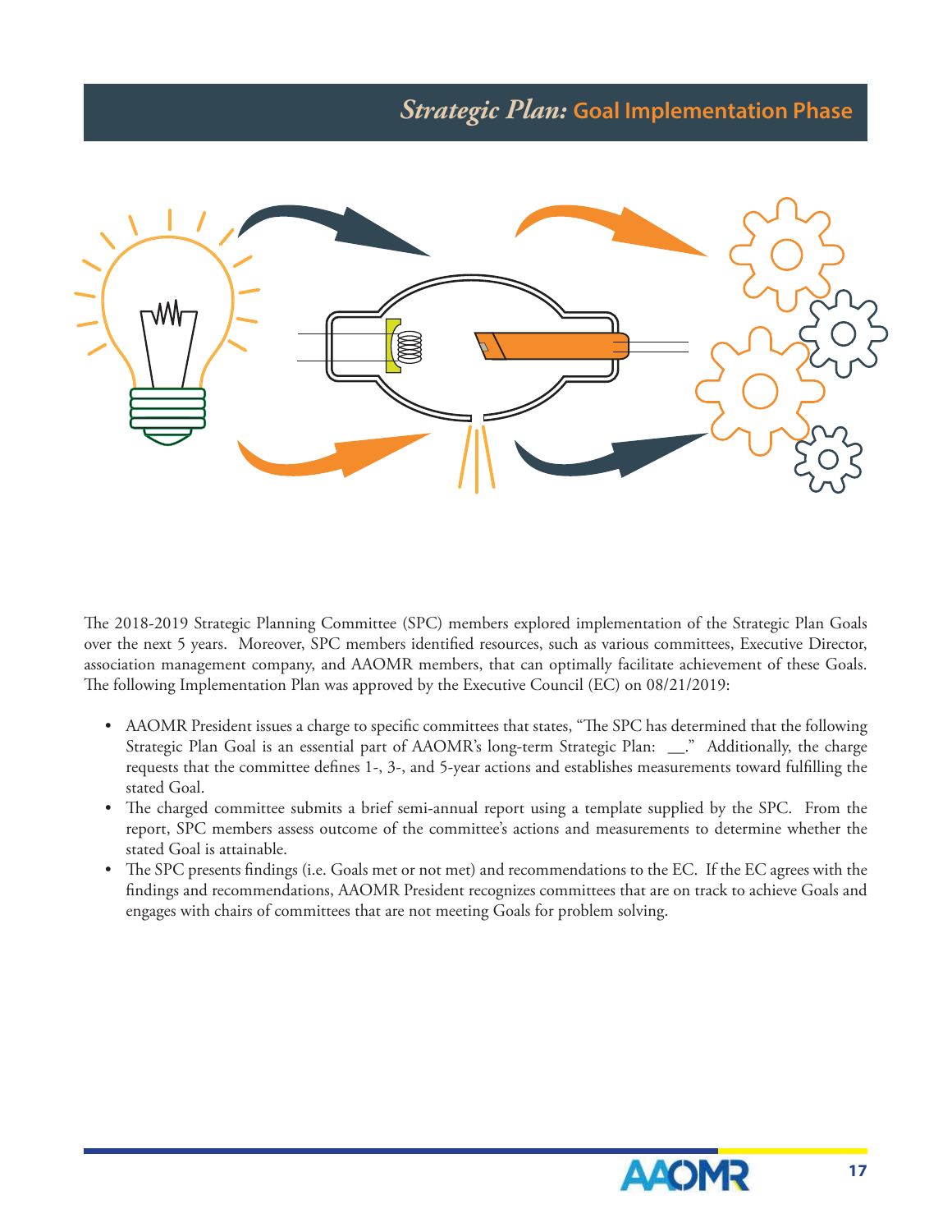# *Strategic Plan:* Goal Implementation Phase

The 2018-2019 Strategic Planning Committee (SPC) members explored implementation of the Strategic Plan Goals over the next 5 years. Moreover, SPC members identified resources, such as various committees, Executive Director, association management company, and AAOMR members, that can optimally facilitate achievement of these Goals. The following Implementation Plan was approved by the Executive Council (EC) on 08/21/2019:

- AAOMR President issues a charge to specific committees that states, "The SPC has determined that the following Strategic Plan Goal is an essential part of AAOMR's long-term Strategic Plan: __." Additionally, the charge requests that the committee defines 1-, 3-, and 5-year actions and establishes measurements toward fulfilling the stated Goal.
- The charged committee submits a brief semi-annual report using a template supplied by the SPC. From the report, SPC members assess outcome of the committee's actions and measurements to determine whether the stated Goal is attainable.
- The SPC presents findings (i.e. Goals met or not met) and recommendations to the EC. If the EC agrees with the findings and recommendations, AAOMR President recognizes committees that are on track to achieve Goals and engages with chairs of committees that are not meeting Goals for problem solving.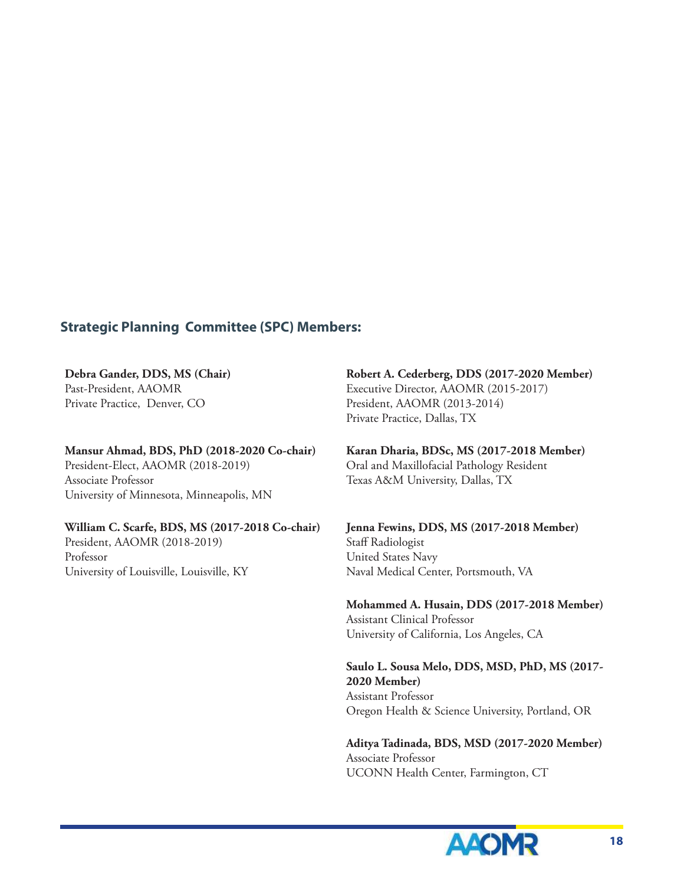## Strategic Planning Committee (SPC) Members:

**Debra Gander, DDS, MS (Chair)**
Past-President, AAOMR
Private Practice, Denver, CO

**Mansur Ahmad, BDS, PhD (2018-2020 Co-chair)**
President-Elect, AAOMR (2018-2019)
Associate Professor
University of Minnesota, Minneapolis, MN

**William C. Scarfe, BDS, MS (2017-2018 Co-chair)**
President, AAOMR (2018-2019)
Professor
University of Louisville, Louisville, KY

**Robert A. Cederberg, DDS (2017-2020 Member)**
Executive Director, AAOMR (2015-2017)
President, AAOMR (2013-2014)
Private Practice, Dallas, TX

**Karan Dharia, BDSc, MS (2017-2018 Member)**
Oral and Maxillofacial Pathology Resident
Texas A&M University, Dallas, TX

**Jenna Fewins, DDS, MS (2017-2018 Member)**
Staff Radiologist
United States Navy
Naval Medical Center, Portsmouth, VA

**Mohammed A. Husain, DDS (2017-2018 Member)**
Assistant Clinical Professor
University of California, Los Angeles, CA

**Saulo L. Sousa Melo, DDS, MSD, PhD, MS (2017-2020 Member)**
Assistant Professor
Oregon Health & Science University, Portland, OR

**Aditya Tadinada, BDS, MSD (2017-2020 Member)**
Associate Professor
UCONN Health Center, Farmington, CT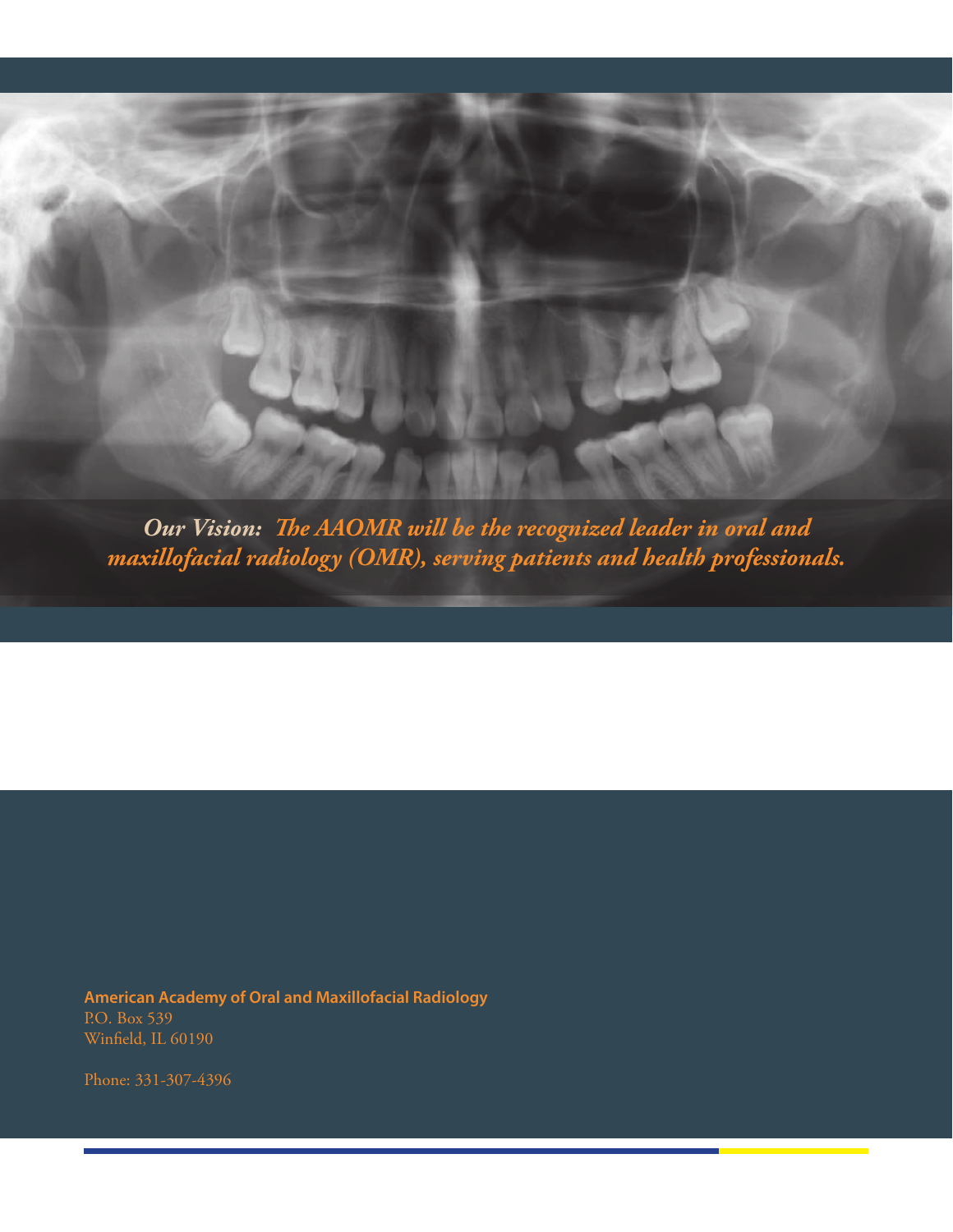***Our Vision:*** ***The AAOMR will be the recognized leader in oral and maxillofacial radiology (OMR), serving patients and health professionals.***

**American Academy of Oral and Maxillofacial Radiology**
P.O. Box 539
Winfield, IL 60190

Phone: 331-307-4396